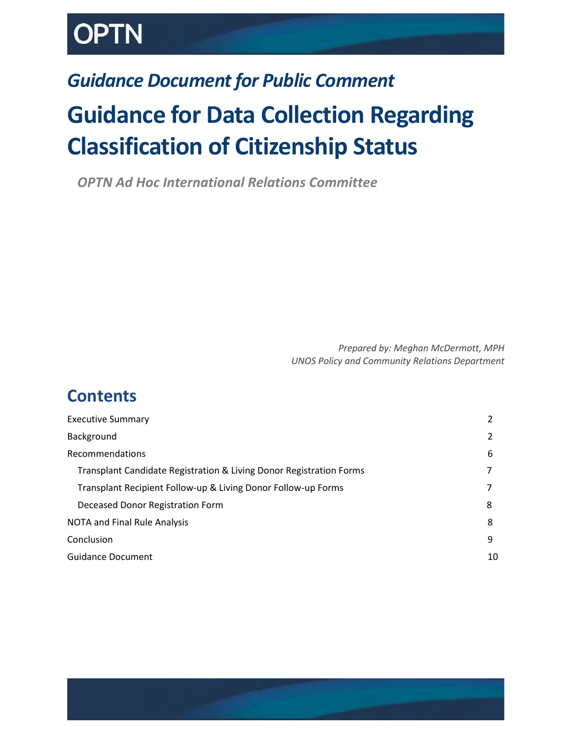# OPTN

## *Guidance Document for Public Comment*

# Guidance for Data Collection Regarding Classification of Citizenship Status

***OPTN Ad Hoc International Relations Committee***

*Prepared by: Meghan McDermott, MPH*
*UNOS Policy and Community Relations Department*

## Contents

| | |
|---|---|
| Executive Summary | 2 |
| Background | 2 |
| Recommendations | 6 |
| Transplant Candidate Registration & Living Donor Registration Forms | 7 |
| Transplant Recipient Follow-up & Living Donor Follow-up Forms | 7 |
| Deceased Donor Registration Form | 8 |
| NOTA and Final Rule Analysis | 8 |
| Conclusion | 9 |
| Guidance Document | 10 |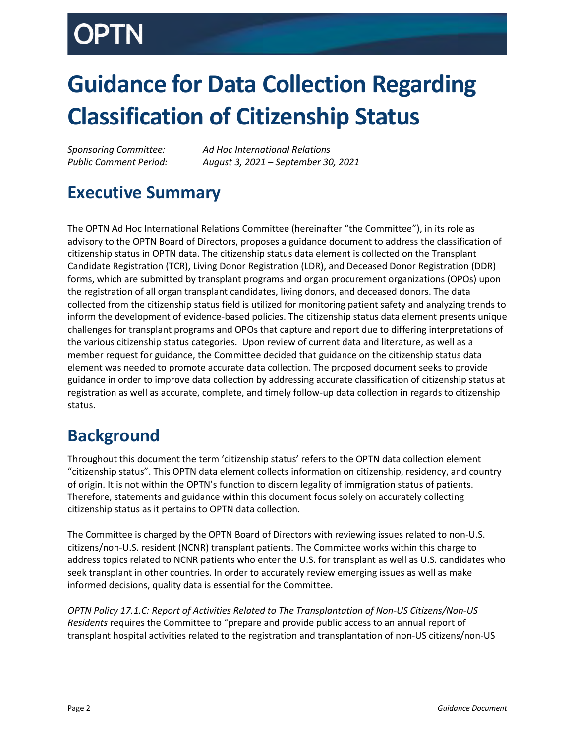# Guidance for Data Collection Regarding Classification of Citizenship Status

*Sponsoring Committee:* *Ad Hoc International Relations*
*Public Comment Period:* *August 3, 2021 – September 30, 2021*

## Executive Summary

The OPTN Ad Hoc International Relations Committee (hereinafter "the Committee"), in its role as advisory to the OPTN Board of Directors, proposes a guidance document to address the classification of citizenship status in OPTN data. The citizenship status data element is collected on the Transplant Candidate Registration (TCR), Living Donor Registration (LDR), and Deceased Donor Registration (DDR) forms, which are submitted by transplant programs and organ procurement organizations (OPOs) upon the registration of all organ transplant candidates, living donors, and deceased donors. The data collected from the citizenship status field is utilized for monitoring patient safety and analyzing trends to inform the development of evidence-based policies. The citizenship status data element presents unique challenges for transplant programs and OPOs that capture and report due to differing interpretations of the various citizenship status categories. Upon review of current data and literature, as well as a member request for guidance, the Committee decided that guidance on the citizenship status data element was needed to promote accurate data collection. The proposed document seeks to provide guidance in order to improve data collection by addressing accurate classification of citizenship status at registration as well as accurate, complete, and timely follow-up data collection in regards to citizenship status.

## Background

Throughout this document the term 'citizenship status' refers to the OPTN data collection element "citizenship status". This OPTN data element collects information on citizenship, residency, and country of origin. It is not within the OPTN's function to discern legality of immigration status of patients. Therefore, statements and guidance within this document focus solely on accurately collecting citizenship status as it pertains to OPTN data collection.

The Committee is charged by the OPTN Board of Directors with reviewing issues related to non-U.S. citizens/non-U.S. resident (NCNR) transplant patients. The Committee works within this charge to address topics related to NCNR patients who enter the U.S. for transplant as well as U.S. candidates who seek transplant in other countries. In order to accurately review emerging issues as well as make informed decisions, quality data is essential for the Committee.

*OPTN Policy 17.1.C: Report of Activities Related to The Transplantation of Non-US Citizens/Non-US Residents* requires the Committee to "prepare and provide public access to an annual report of transplant hospital activities related to the registration and transplantation of non-US citizens/non-US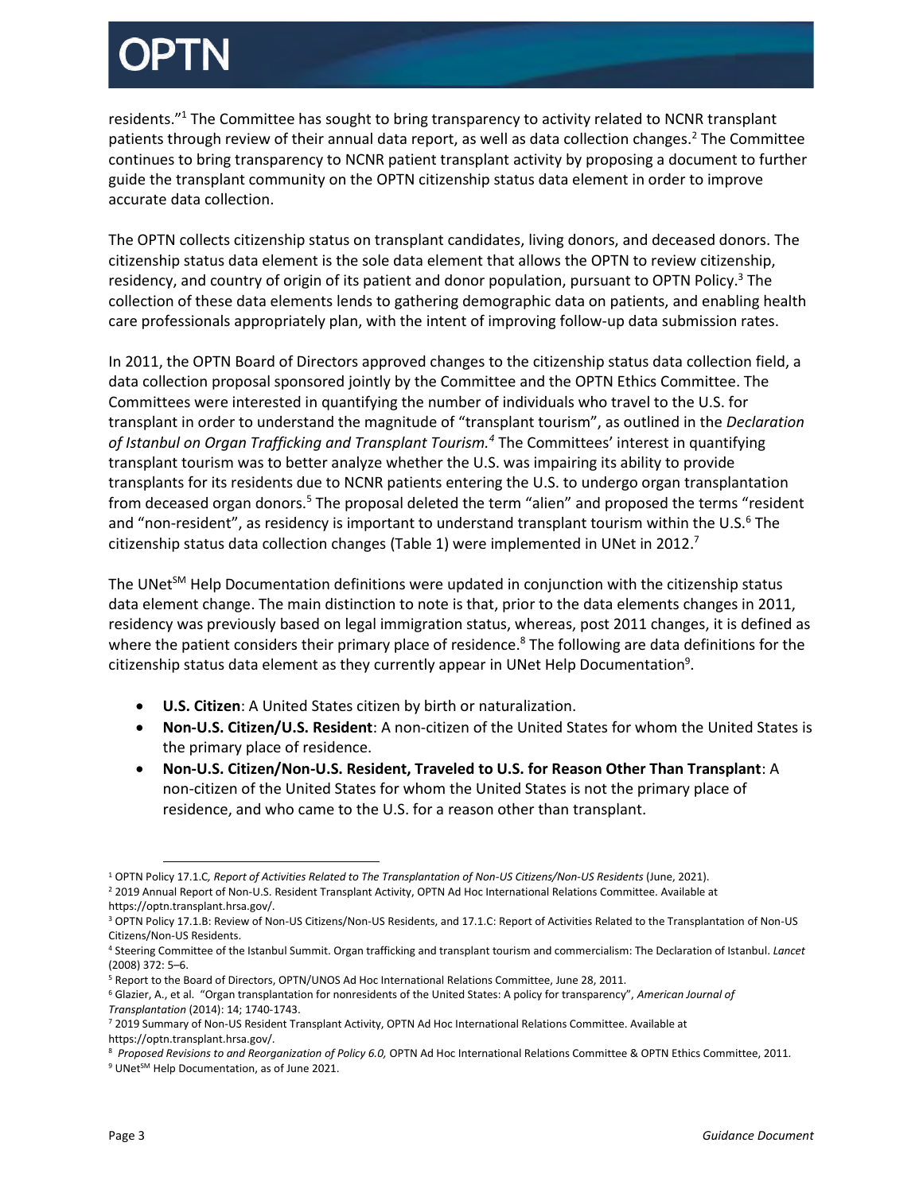residents."[1] The Committee has sought to bring transparency to activity related to NCNR transplant patients through review of their annual data report, as well as data collection changes.[2] The Committee continues to bring transparency to NCNR patient transplant activity by proposing a document to further guide the transplant community on the OPTN citizenship status data element in order to improve accurate data collection.

The OPTN collects citizenship status on transplant candidates, living donors, and deceased donors. The citizenship status data element is the sole data element that allows the OPTN to review citizenship, residency, and country of origin of its patient and donor population, pursuant to OPTN Policy.[3] The collection of these data elements lends to gathering demographic data on patients, and enabling health care professionals appropriately plan, with the intent of improving follow-up data submission rates.

In 2011, the OPTN Board of Directors approved changes to the citizenship status data collection field, a data collection proposal sponsored jointly by the Committee and the OPTN Ethics Committee. The Committees were interested in quantifying the number of individuals who travel to the U.S. for transplant in order to understand the magnitude of "transplant tourism", as outlined in the *Declaration of Istanbul on Organ Trafficking and Transplant Tourism.*[4] The Committees' interest in quantifying transplant tourism was to better analyze whether the U.S. was impairing its ability to provide transplants for its residents due to NCNR patients entering the U.S. to undergo organ transplantation from deceased organ donors.[5] The proposal deleted the term "alien" and proposed the terms "resident and "non-resident", as residency is important to understand transplant tourism within the U.S.[6] The citizenship status data collection changes (Table 1) were implemented in UNet in 2012.[7]

The UNet℠ Help Documentation definitions were updated in conjunction with the citizenship status data element change. The main distinction to note is that, prior to the data elements changes in 2011, residency was previously based on legal immigration status, whereas, post 2011 changes, it is defined as where the patient considers their primary place of residence.[8] The following are data definitions for the citizenship status data element as they currently appear in UNet Help Documentation[9].

- **U.S. Citizen**: A United States citizen by birth or naturalization.
- **Non-U.S. Citizen/U.S. Resident**: A non-citizen of the United States for whom the United States is the primary place of residence.
- **Non-U.S. Citizen/Non-U.S. Resident, Traveled to U.S. for Reason Other Than Transplant**: A non-citizen of the United States for whom the United States is not the primary place of residence, and who came to the U.S. for a reason other than transplant.

---

[1] OPTN Policy 17.1.C*, Report of Activities Related to The Transplantation of Non-US Citizens/Non-US Residents* (June, 2021).

[2] 2019 Annual Report of Non-U.S. Resident Transplant Activity, OPTN Ad Hoc International Relations Committee. Available at https://optn.transplant.hrsa.gov/.

[3] OPTN Policy 17.1.B: Review of Non-US Citizens/Non-US Residents, and 17.1.C: Report of Activities Related to the Transplantation of Non-US Citizens/Non-US Residents.

[4] Steering Committee of the Istanbul Summit. Organ trafficking and transplant tourism and commercialism: The Declaration of Istanbul. *Lancet* (2008) 372: 5–6.

[5] Report to the Board of Directors, OPTN/UNOS Ad Hoc International Relations Committee, June 28, 2011.

[6] Glazier, A., et al. "Organ transplantation for nonresidents of the United States: A policy for transparency", *American Journal of Transplantation* (2014): 14; 1740-1743.

[7] 2019 Summary of Non-US Resident Transplant Activity, OPTN Ad Hoc International Relations Committee. Available at https://optn.transplant.hrsa.gov/.

[8] *Proposed Revisions to and Reorganization of Policy 6.0,* OPTN Ad Hoc International Relations Committee & OPTN Ethics Committee, 2011.

[9] UNet℠ Help Documentation, as of June 2021.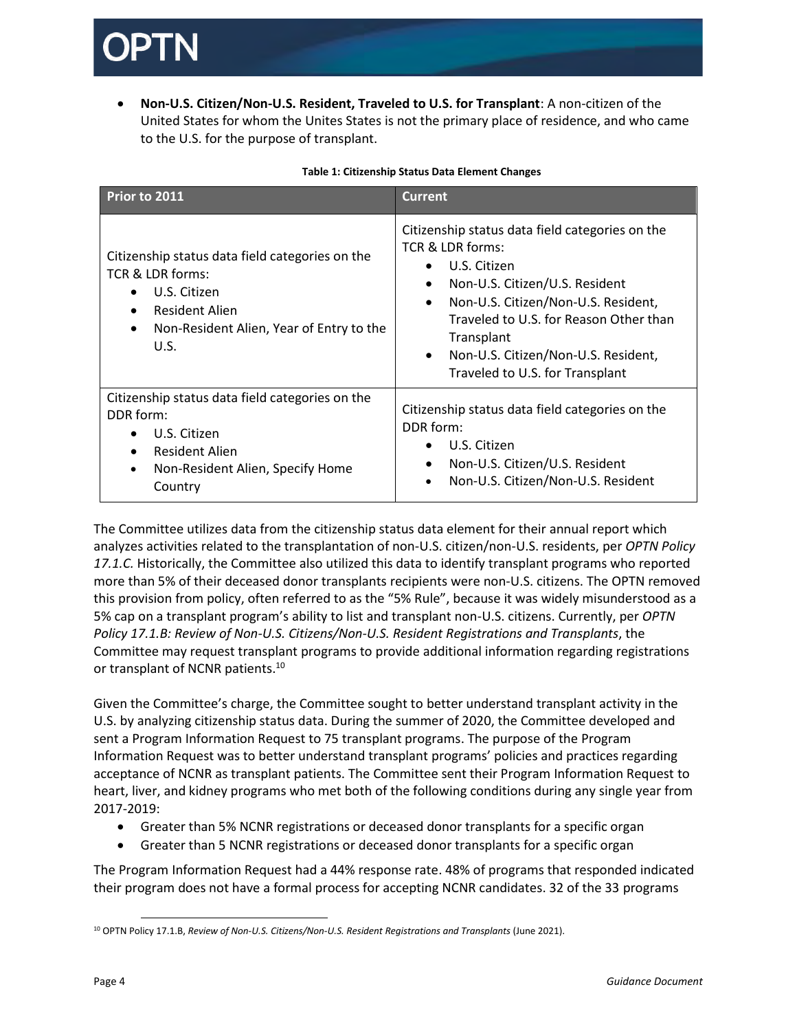- **Non-U.S. Citizen/Non-U.S. Resident, Traveled to U.S. for Transplant**: A non-citizen of the United States for whom the Unites States is not the primary place of residence, and who came to the U.S. for the purpose of transplant.

**Table 1: Citizenship Status Data Element Changes**

| Prior to 2011 | Current |
| --- | --- |
| Citizenship status data field categories on the TCR & LDR forms:<br>• U.S. Citizen<br>• Resident Alien<br>• Non-Resident Alien, Year of Entry to the U.S. | Citizenship status data field categories on the TCR & LDR forms:<br>• U.S. Citizen<br>• Non-U.S. Citizen/U.S. Resident<br>• Non-U.S. Citizen/Non-U.S. Resident, Traveled to U.S. for Reason Other than Transplant<br>• Non-U.S. Citizen/Non-U.S. Resident, Traveled to U.S. for Transplant |
| Citizenship status data field categories on the DDR form:<br>• U.S. Citizen<br>• Resident Alien<br>• Non-Resident Alien, Specify Home Country | Citizenship status data field categories on the DDR form:<br>• U.S. Citizen<br>• Non-U.S. Citizen/U.S. Resident<br>• Non-U.S. Citizen/Non-U.S. Resident |

The Committee utilizes data from the citizenship status data element for their annual report which analyzes activities related to the transplantation of non-U.S. citizen/non-U.S. residents, per *OPTN Policy 17.1.C.* Historically, the Committee also utilized this data to identify transplant programs who reported more than 5% of their deceased donor transplants recipients were non-U.S. citizens. The OPTN removed this provision from policy, often referred to as the "5% Rule", because it was widely misunderstood as a 5% cap on a transplant program's ability to list and transplant non-U.S. citizens. Currently, per *OPTN Policy 17.1.B: Review of Non-U.S. Citizens/Non-U.S. Resident Registrations and Transplants*, the Committee may request transplant programs to provide additional information regarding registrations or transplant of NCNR patients.[10]

Given the Committee's charge, the Committee sought to better understand transplant activity in the U.S. by analyzing citizenship status data. During the summer of 2020, the Committee developed and sent a Program Information Request to 75 transplant programs. The purpose of the Program Information Request was to better understand transplant programs' policies and practices regarding acceptance of NCNR as transplant patients. The Committee sent their Program Information Request to heart, liver, and kidney programs who met both of the following conditions during any single year from 2017-2019:

- Greater than 5% NCNR registrations or deceased donor transplants for a specific organ
- Greater than 5 NCNR registrations or deceased donor transplants for a specific organ

The Program Information Request had a 44% response rate. 48% of programs that responded indicated their program does not have a formal process for accepting NCNR candidates. 32 of the 33 programs

[10] OPTN Policy 17.1.B, *Review of Non-U.S. Citizens/Non-U.S. Resident Registrations and Transplants* (June 2021).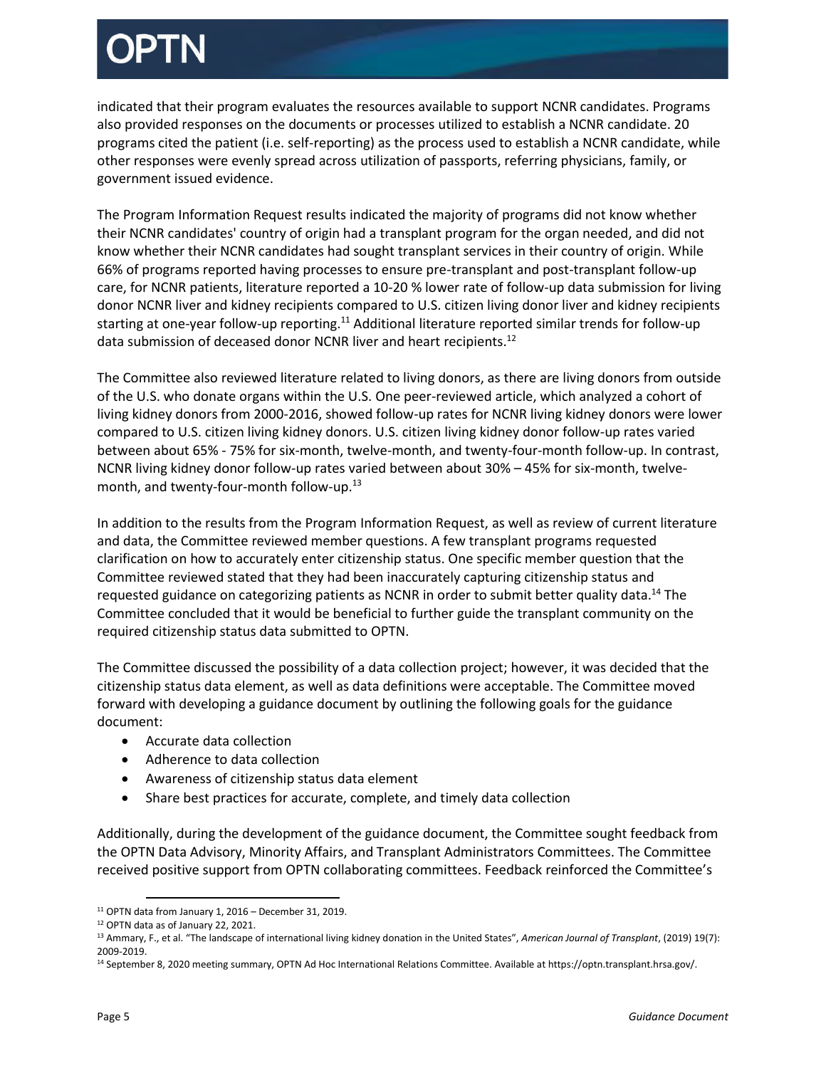indicated that their program evaluates the resources available to support NCNR candidates. Programs also provided responses on the documents or processes utilized to establish a NCNR candidate. 20 programs cited the patient (i.e. self-reporting) as the process used to establish a NCNR candidate, while other responses were evenly spread across utilization of passports, referring physicians, family, or government issued evidence.

The Program Information Request results indicated the majority of programs did not know whether their NCNR candidates' country of origin had a transplant program for the organ needed, and did not know whether their NCNR candidates had sought transplant services in their country of origin. While 66% of programs reported having processes to ensure pre-transplant and post-transplant follow-up care, for NCNR patients, literature reported a 10-20 % lower rate of follow-up data submission for living donor NCNR liver and kidney recipients compared to U.S. citizen living donor liver and kidney recipients starting at one-year follow-up reporting.[11] Additional literature reported similar trends for follow-up data submission of deceased donor NCNR liver and heart recipients.[12]

The Committee also reviewed literature related to living donors, as there are living donors from outside of the U.S. who donate organs within the U.S. One peer-reviewed article, which analyzed a cohort of living kidney donors from 2000-2016, showed follow-up rates for NCNR living kidney donors were lower compared to U.S. citizen living kidney donors. U.S. citizen living kidney donor follow-up rates varied between about 65% - 75% for six-month, twelve-month, and twenty-four-month follow-up. In contrast, NCNR living kidney donor follow-up rates varied between about 30% – 45% for six-month, twelve-month, and twenty-four-month follow-up.[13]

In addition to the results from the Program Information Request, as well as review of current literature and data, the Committee reviewed member questions. A few transplant programs requested clarification on how to accurately enter citizenship status. One specific member question that the Committee reviewed stated that they had been inaccurately capturing citizenship status and requested guidance on categorizing patients as NCNR in order to submit better quality data.[14] The Committee concluded that it would be beneficial to further guide the transplant community on the required citizenship status data submitted to OPTN.

The Committee discussed the possibility of a data collection project; however, it was decided that the citizenship status data element, as well as data definitions were acceptable. The Committee moved forward with developing a guidance document by outlining the following goals for the guidance document:

- Accurate data collection
- Adherence to data collection
- Awareness of citizenship status data element
- Share best practices for accurate, complete, and timely data collection

Additionally, during the development of the guidance document, the Committee sought feedback from the OPTN Data Advisory, Minority Affairs, and Transplant Administrators Committees. The Committee received positive support from OPTN collaborating committees. Feedback reinforced the Committee's

---

[11] OPTN data from January 1, 2016 – December 31, 2019.

[12] OPTN data as of January 22, 2021.

[13] Ammary, F., et al. "The landscape of international living kidney donation in the United States", *American Journal of Transplant*, (2019) 19(7): 2009-2019.

[14] September 8, 2020 meeting summary, OPTN Ad Hoc International Relations Committee. Available at https://optn.transplant.hrsa.gov/.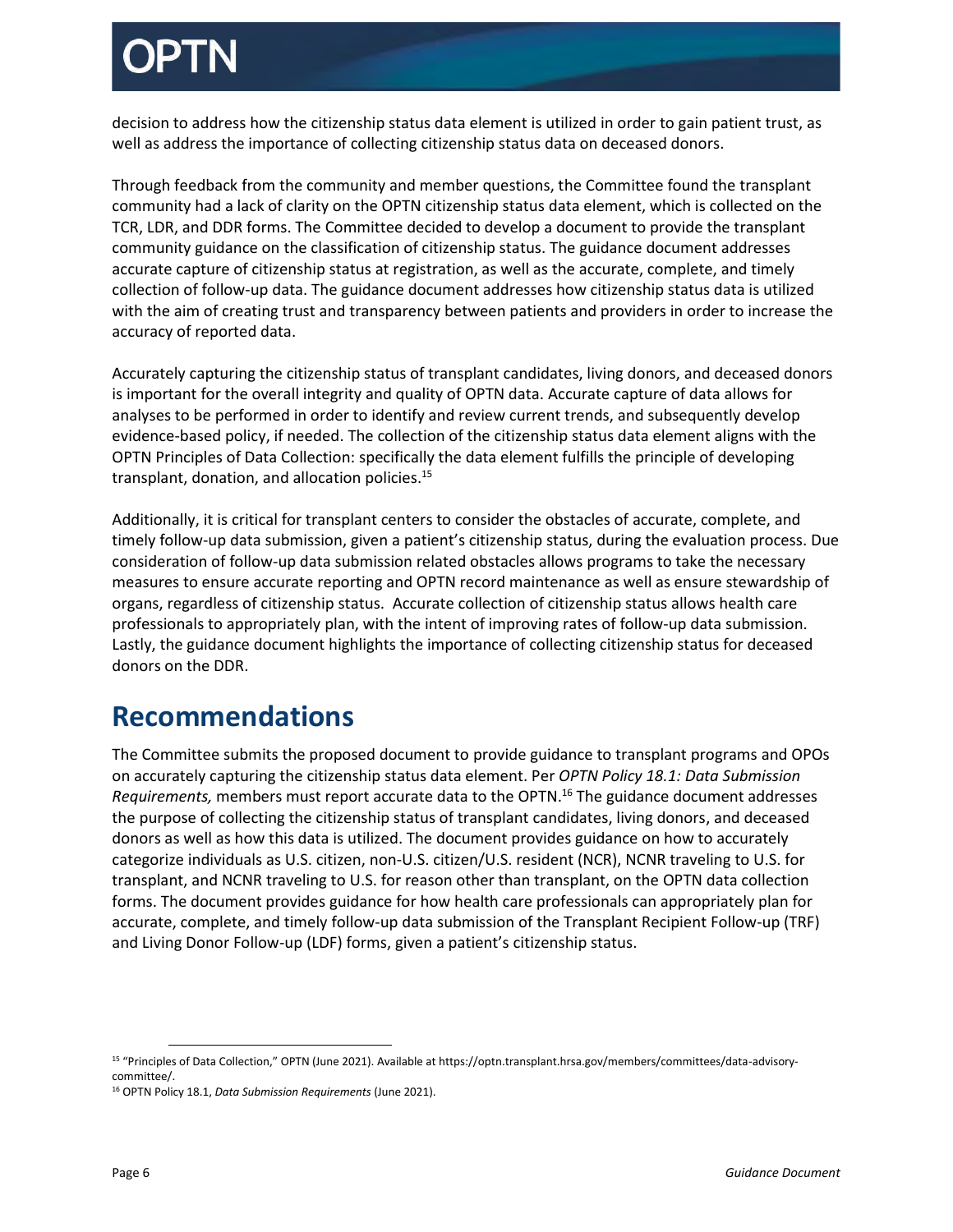decision to address how the citizenship status data element is utilized in order to gain patient trust, as well as address the importance of collecting citizenship status data on deceased donors.

Through feedback from the community and member questions, the Committee found the transplant community had a lack of clarity on the OPTN citizenship status data element, which is collected on the TCR, LDR, and DDR forms. The Committee decided to develop a document to provide the transplant community guidance on the classification of citizenship status. The guidance document addresses accurate capture of citizenship status at registration, as well as the accurate, complete, and timely collection of follow-up data. The guidance document addresses how citizenship status data is utilized with the aim of creating trust and transparency between patients and providers in order to increase the accuracy of reported data.

Accurately capturing the citizenship status of transplant candidates, living donors, and deceased donors is important for the overall integrity and quality of OPTN data. Accurate capture of data allows for analyses to be performed in order to identify and review current trends, and subsequently develop evidence-based policy, if needed. The collection of the citizenship status data element aligns with the OPTN Principles of Data Collection: specifically the data element fulfills the principle of developing transplant, donation, and allocation policies.[15]

Additionally, it is critical for transplant centers to consider the obstacles of accurate, complete, and timely follow-up data submission, given a patient's citizenship status, during the evaluation process. Due consideration of follow-up data submission related obstacles allows programs to take the necessary measures to ensure accurate reporting and OPTN record maintenance as well as ensure stewardship of organs, regardless of citizenship status. Accurate collection of citizenship status allows health care professionals to appropriately plan, with the intent of improving rates of follow-up data submission. Lastly, the guidance document highlights the importance of collecting citizenship status for deceased donors on the DDR.

# Recommendations

The Committee submits the proposed document to provide guidance to transplant programs and OPOs on accurately capturing the citizenship status data element. Per *OPTN Policy 18.1: Data Submission Requirements,* members must report accurate data to the OPTN.[16] The guidance document addresses the purpose of collecting the citizenship status of transplant candidates, living donors, and deceased donors as well as how this data is utilized. The document provides guidance on how to accurately categorize individuals as U.S. citizen, non-U.S. citizen/U.S. resident (NCR), NCNR traveling to U.S. for transplant, and NCNR traveling to U.S. for reason other than transplant, on the OPTN data collection forms. The document provides guidance for how health care professionals can appropriately plan for accurate, complete, and timely follow-up data submission of the Transplant Recipient Follow-up (TRF) and Living Donor Follow-up (LDF) forms, given a patient's citizenship status.

---

[15] "Principles of Data Collection," OPTN (June 2021). Available at https://optn.transplant.hrsa.gov/members/committees/data-advisory-committee/.

[16] OPTN Policy 18.1, *Data Submission Requirements* (June 2021).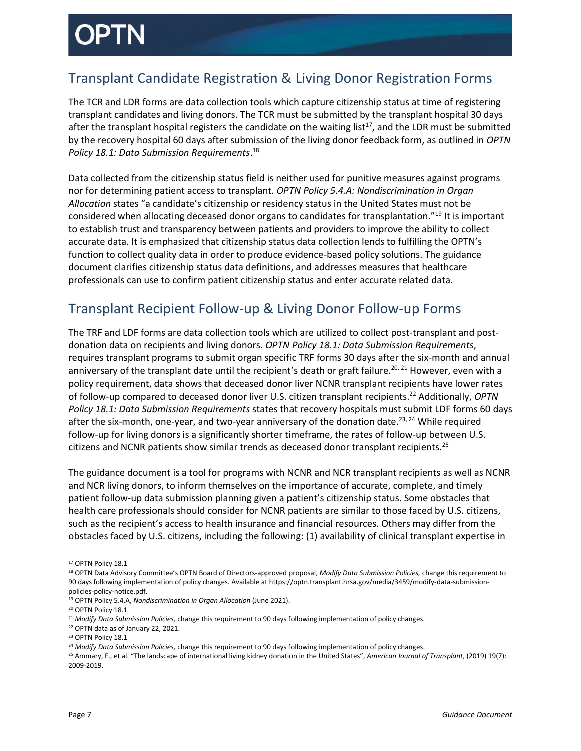## Transplant Candidate Registration & Living Donor Registration Forms

The TCR and LDR forms are data collection tools which capture citizenship status at time of registering transplant candidates and living donors. The TCR must be submitted by the transplant hospital 30 days after the transplant hospital registers the candidate on the waiting list[17], and the LDR must be submitted by the recovery hospital 60 days after submission of the living donor feedback form, as outlined in *OPTN Policy 18.1: Data Submission Requirements*.[18]

Data collected from the citizenship status field is neither used for punitive measures against programs nor for determining patient access to transplant. *OPTN Policy 5.4.A: Nondiscrimination in Organ Allocation* states "a candidate's citizenship or residency status in the United States must not be considered when allocating deceased donor organs to candidates for transplantation."[19] It is important to establish trust and transparency between patients and providers to improve the ability to collect accurate data. It is emphasized that citizenship status data collection lends to fulfilling the OPTN's function to collect quality data in order to produce evidence-based policy solutions. The guidance document clarifies citizenship status data definitions, and addresses measures that healthcare professionals can use to confirm patient citizenship status and enter accurate related data.

## Transplant Recipient Follow-up & Living Donor Follow-up Forms

The TRF and LDF forms are data collection tools which are utilized to collect post-transplant and post-donation data on recipients and living donors. *OPTN Policy 18.1: Data Submission Requirements*, requires transplant programs to submit organ specific TRF forms 30 days after the six-month and annual anniversary of the transplant date until the recipient's death or graft failure.[20, 21] However, even with a policy requirement, data shows that deceased donor liver NCNR transplant recipients have lower rates of follow-up compared to deceased donor liver U.S. citizen transplant recipients.[22] Additionally, *OPTN Policy 18.1: Data Submission Requirements* states that recovery hospitals must submit LDF forms 60 days after the six-month, one-year, and two-year anniversary of the donation date.[23, 24] While required follow-up for living donors is a significantly shorter timeframe, the rates of follow-up between U.S. citizens and NCNR patients show similar trends as deceased donor transplant recipients.[25]

The guidance document is a tool for programs with NCNR and NCR transplant recipients as well as NCNR and NCR living donors, to inform themselves on the importance of accurate, complete, and timely patient follow-up data submission planning given a patient's citizenship status. Some obstacles that health care professionals should consider for NCNR patients are similar to those faced by U.S. citizens, such as the recipient's access to health insurance and financial resources. Others may differ from the obstacles faced by U.S. citizens, including the following: (1) availability of clinical transplant expertise in

---

[17] OPTN Policy 18.1

[18] OPTN Data Advisory Committee's OPTN Board of Directors-approved proposal, *Modify Data Submission Policies,* change this requirement to 90 days following implementation of policy changes. Available at https://optn.transplant.hrsa.gov/media/3459/modify-data-submission-policies-policy-notice.pdf.

[19] OPTN Policy 5.4.A, *Nondiscrimination in Organ Allocation* (June 2021).

[20] OPTN Policy 18.1

[21] *Modify Data Submission Policies,* change this requirement to 90 days following implementation of policy changes.

[22] OPTN data as of January 22, 2021.

[23] OPTN Policy 18.1

[24] *Modify Data Submission Policies,* change this requirement to 90 days following implementation of policy changes.

[25] Ammary, F., et al. "The landscape of international living kidney donation in the United States", *American Journal of Transplant*, (2019) 19(7): 2009-2019.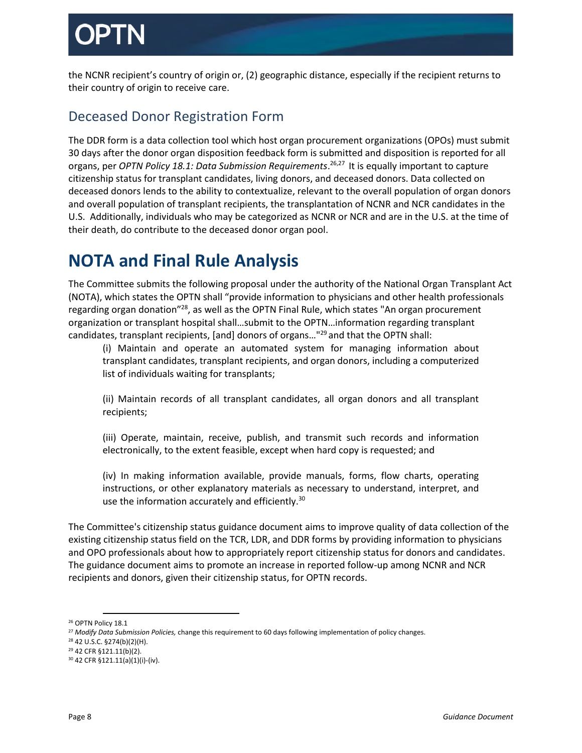the NCNR recipient's country of origin or, (2) geographic distance, especially if the recipient returns to their country of origin to receive care.

## Deceased Donor Registration Form

The DDR form is a data collection tool which host organ procurement organizations (OPOs) must submit 30 days after the donor organ disposition feedback form is submitted and disposition is reported for all organs, per *OPTN Policy 18.1: Data Submission Requirements*.[26,27] It is equally important to capture citizenship status for transplant candidates, living donors, and deceased donors. Data collected on deceased donors lends to the ability to contextualize, relevant to the overall population of organ donors and overall population of transplant recipients, the transplantation of NCNR and NCR candidates in the U.S. Additionally, individuals who may be categorized as NCNR or NCR and are in the U.S. at the time of their death, do contribute to the deceased donor organ pool.

# NOTA and Final Rule Analysis

The Committee submits the following proposal under the authority of the National Organ Transplant Act (NOTA), which states the OPTN shall "provide information to physicians and other health professionals regarding organ donation"[28], as well as the OPTN Final Rule, which states "An organ procurement organization or transplant hospital shall…submit to the OPTN…information regarding transplant candidates, transplant recipients, [and] donors of organs…"[29] and that the OPTN shall:

> (i) Maintain and operate an automated system for managing information about transplant candidates, transplant recipients, and organ donors, including a computerized list of individuals waiting for transplants;
>
> (ii) Maintain records of all transplant candidates, all organ donors and all transplant recipients;
>
> (iii) Operate, maintain, receive, publish, and transmit such records and information electronically, to the extent feasible, except when hard copy is requested; and
>
> (iv) In making information available, provide manuals, forms, flow charts, operating instructions, or other explanatory materials as necessary to understand, interpret, and use the information accurately and efficiently.[30]

The Committee's citizenship status guidance document aims to improve quality of data collection of the existing citizenship status field on the TCR, LDR, and DDR forms by providing information to physicians and OPO professionals about how to appropriately report citizenship status for donors and candidates. The guidance document aims to promote an increase in reported follow-up among NCNR and NCR recipients and donors, given their citizenship status, for OPTN records.

---

[26] OPTN Policy 18.1

[27] *Modify Data Submission Policies,* change this requirement to 60 days following implementation of policy changes.

[28] 42 U.S.C. §274(b)(2)(H).

[29] 42 CFR §121.11(b)(2).

[30] 42 CFR §121.11(a)(1)(i)-(iv).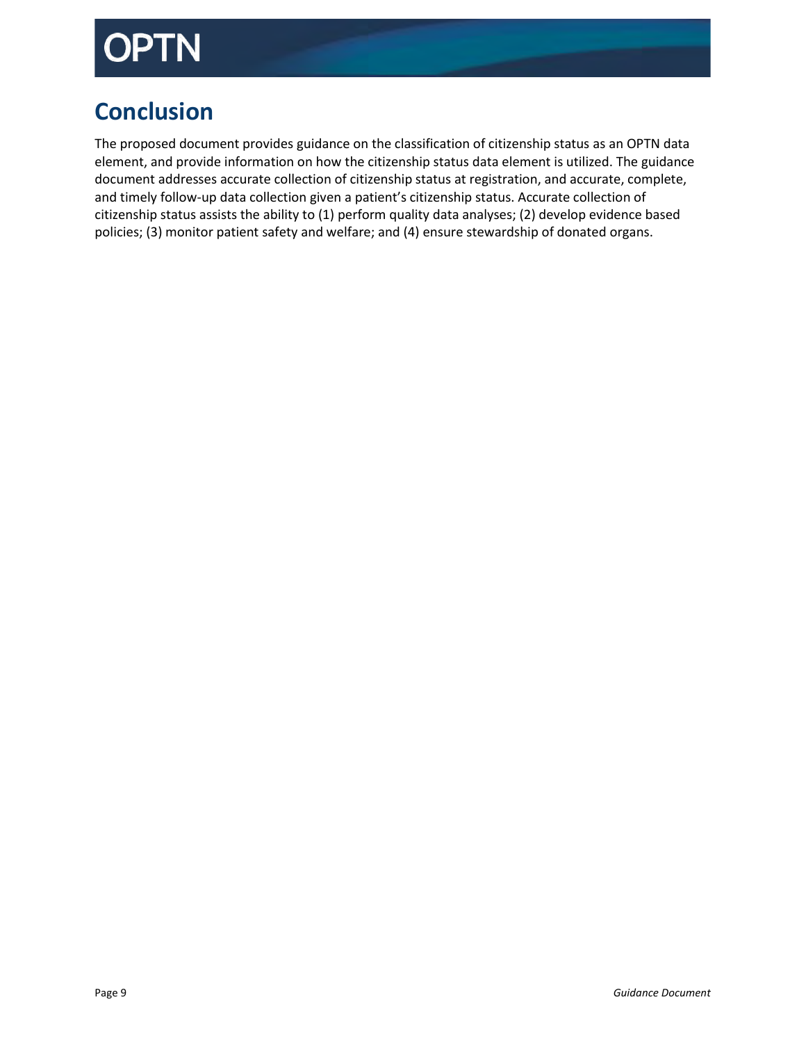## Conclusion

The proposed document provides guidance on the classification of citizenship status as an OPTN data element, and provide information on how the citizenship status data element is utilized. The guidance document addresses accurate collection of citizenship status at registration, and accurate, complete, and timely follow-up data collection given a patient's citizenship status. Accurate collection of citizenship status assists the ability to (1) perform quality data analyses; (2) develop evidence based policies; (3) monitor patient safety and welfare; and (4) ensure stewardship of donated organs.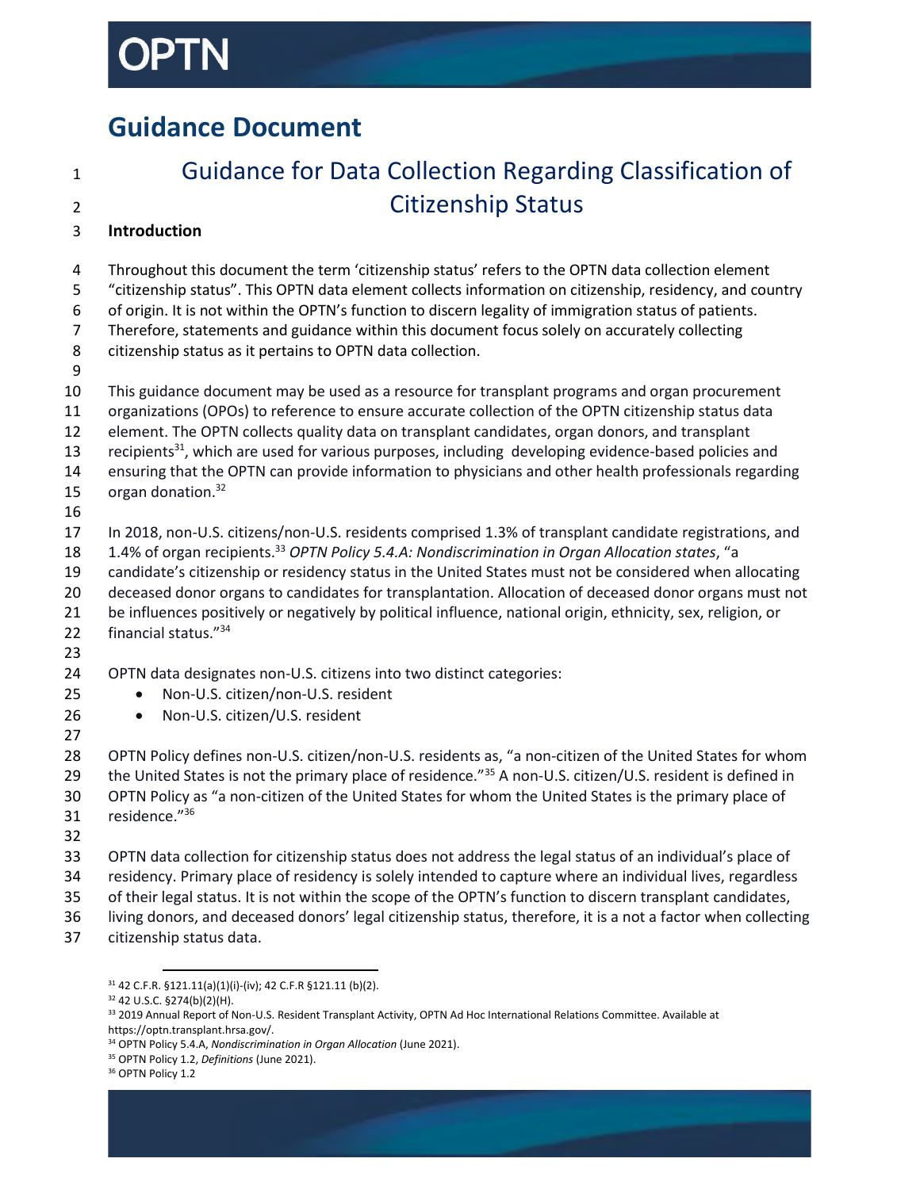# Guidance Document

## Guidance for Data Collection Regarding Classification of Citizenship Status

### Introduction

Throughout this document the term 'citizenship status' refers to the OPTN data collection element "citizenship status". This OPTN data element collects information on citizenship, residency, and country of origin. It is not within the OPTN's function to discern legality of immigration status of patients. Therefore, statements and guidance within this document focus solely on accurately collecting citizenship status as it pertains to OPTN data collection.

This guidance document may be used as a resource for transplant programs and organ procurement organizations (OPOs) to reference to ensure accurate collection of the OPTN citizenship status data element. The OPTN collects quality data on transplant candidates, organ donors, and transplant recipients[31], which are used for various purposes, including developing evidence-based policies and ensuring that the OPTN can provide information to physicians and other health professionals regarding organ donation.[32]

In 2018, non-U.S. citizens/non-U.S. residents comprised 1.3% of transplant candidate registrations, and 1.4% of organ recipients.[33] *OPTN Policy 5.4.A: Nondiscrimination in Organ Allocation states*, "a candidate's citizenship or residency status in the United States must not be considered when allocating deceased donor organs to candidates for transplantation. Allocation of deceased donor organs must not be influences positively or negatively by political influence, national origin, ethnicity, sex, religion, or financial status."[34]

OPTN data designates non-U.S. citizens into two distinct categories:

- Non-U.S. citizen/non-U.S. resident
- Non-U.S. citizen/U.S. resident

OPTN Policy defines non-U.S. citizen/non-U.S. residents as, "a non-citizen of the United States for whom the United States is not the primary place of residence."[35] A non-U.S. citizen/U.S. resident is defined in OPTN Policy as "a non-citizen of the United States for whom the United States is the primary place of residence."[36]

OPTN data collection for citizenship status does not address the legal status of an individual's place of residency. Primary place of residency is solely intended to capture where an individual lives, regardless of their legal status. It is not within the scope of the OPTN's function to discern transplant candidates, living donors, and deceased donors' legal citizenship status, therefore, it is a not a factor when collecting citizenship status data.

---

[31] 42 C.F.R. §121.11(a)(1)(i)-(iv); 42 C.F.R §121.11 (b)(2).

[32] 42 U.S.C. §274(b)(2)(H).

[33] 2019 Annual Report of Non-U.S. Resident Transplant Activity, OPTN Ad Hoc International Relations Committee. Available at https://optn.transplant.hrsa.gov/.

[34] OPTN Policy 5.4.A, *Nondiscrimination in Organ Allocation* (June 2021).

[35] OPTN Policy 1.2, *Definitions* (June 2021).

[36] OPTN Policy 1.2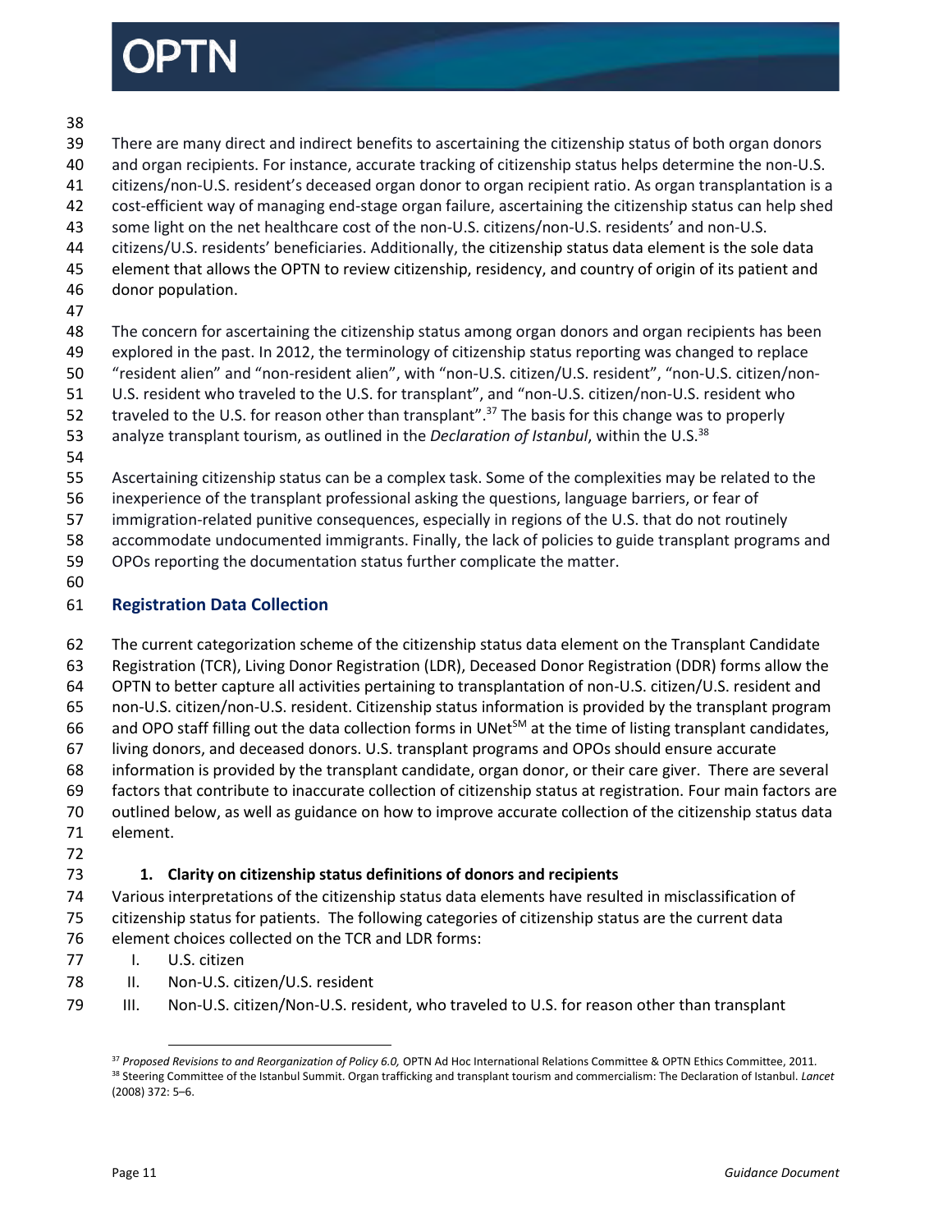There are many direct and indirect benefits to ascertaining the citizenship status of both organ donors and organ recipients. For instance, accurate tracking of citizenship status helps determine the non-U.S. citizens/non-U.S. resident's deceased organ donor to organ recipient ratio. As organ transplantation is a cost-efficient way of managing end-stage organ failure, ascertaining the citizenship status can help shed some light on the net healthcare cost of the non-U.S. citizens/non-U.S. residents' and non-U.S. citizens/U.S. residents' beneficiaries. Additionally, the citizenship status data element is the sole data element that allows the OPTN to review citizenship, residency, and country of origin of its patient and donor population.

The concern for ascertaining the citizenship status among organ donors and organ recipients has been explored in the past. In 2012, the terminology of citizenship status reporting was changed to replace "resident alien" and "non-resident alien", with "non-U.S. citizen/U.S. resident", "non-U.S. citizen/non-U.S. resident who traveled to the U.S. for transplant", and "non-U.S. citizen/non-U.S. resident who traveled to the U.S. for reason other than transplant".[37] The basis for this change was to properly analyze transplant tourism, as outlined in the *Declaration of Istanbul*, within the U.S.[38]

Ascertaining citizenship status can be a complex task. Some of the complexities may be related to the inexperience of the transplant professional asking the questions, language barriers, or fear of immigration-related punitive consequences, especially in regions of the U.S. that do not routinely accommodate undocumented immigrants. Finally, the lack of policies to guide transplant programs and OPOs reporting the documentation status further complicate the matter.

## Registration Data Collection

The current categorization scheme of the citizenship status data element on the Transplant Candidate Registration (TCR), Living Donor Registration (LDR), Deceased Donor Registration (DDR) forms allow the OPTN to better capture all activities pertaining to transplantation of non-U.S. citizen/U.S. resident and non-U.S. citizen/non-U.S. resident. Citizenship status information is provided by the transplant program and OPO staff filling out the data collection forms in UNet[SM] at the time of listing transplant candidates, living donors, and deceased donors. U.S. transplant programs and OPOs should ensure accurate information is provided by the transplant candidate, organ donor, or their care giver. There are several factors that contribute to inaccurate collection of citizenship status at registration. Four main factors are outlined below, as well as guidance on how to improve accurate collection of the citizenship status data element.

### 1. Clarity on citizenship status definitions of donors and recipients

Various interpretations of the citizenship status data elements have resulted in misclassification of citizenship status for patients. The following categories of citizenship status are the current data element choices collected on the TCR and LDR forms:

I. U.S. citizen
II. Non-U.S. citizen/U.S. resident
III. Non-U.S. citizen/Non-U.S. resident, who traveled to U.S. for reason other than transplant

---

[37] *Proposed Revisions to and Reorganization of Policy 6.0,* OPTN Ad Hoc International Relations Committee & OPTN Ethics Committee, 2011.

[38] Steering Committee of the Istanbul Summit. Organ trafficking and transplant tourism and commercialism: The Declaration of Istanbul. *Lancet* (2008) 372: 5–6.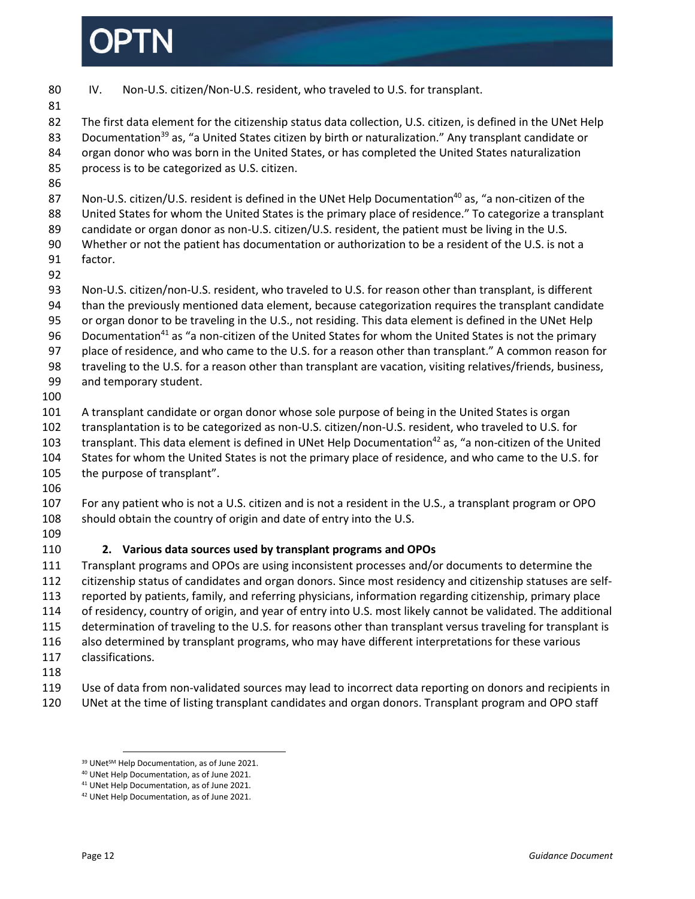IV. Non-U.S. citizen/Non-U.S. resident, who traveled to U.S. for transplant.

The first data element for the citizenship status data collection, U.S. citizen, is defined in the UNet Help Documentation[39] as, "a United States citizen by birth or naturalization." Any transplant candidate or organ donor who was born in the United States, or has completed the United States naturalization process is to be categorized as U.S. citizen.

Non-U.S. citizen/U.S. resident is defined in the UNet Help Documentation[40] as, "a non-citizen of the United States for whom the United States is the primary place of residence." To categorize a transplant candidate or organ donor as non-U.S. citizen/U.S. resident, the patient must be living in the U.S. Whether or not the patient has documentation or authorization to be a resident of the U.S. is not a factor.

Non-U.S. citizen/non-U.S. resident, who traveled to U.S. for reason other than transplant, is different than the previously mentioned data element, because categorization requires the transplant candidate or organ donor to be traveling in the U.S., not residing. This data element is defined in the UNet Help Documentation[41] as "a non-citizen of the United States for whom the United States is not the primary place of residence, and who came to the U.S. for a reason other than transplant." A common reason for traveling to the U.S. for a reason other than transplant are vacation, visiting relatives/friends, business, and temporary student.

A transplant candidate or organ donor whose sole purpose of being in the United States is organ transplantation is to be categorized as non-U.S. citizen/non-U.S. resident, who traveled to U.S. for transplant. This data element is defined in UNet Help Documentation[42] as, "a non-citizen of the United States for whom the United States is not the primary place of residence, and who came to the U.S. for the purpose of transplant".

For any patient who is not a U.S. citizen and is not a resident in the U.S., a transplant program or OPO should obtain the country of origin and date of entry into the U.S.

### 2. Various data sources used by transplant programs and OPOs

Transplant programs and OPOs are using inconsistent processes and/or documents to determine the citizenship status of candidates and organ donors. Since most residency and citizenship statuses are self-reported by patients, family, and referring physicians, information regarding citizenship, primary place of residency, country of origin, and year of entry into U.S. most likely cannot be validated. The additional determination of traveling to the U.S. for reasons other than transplant versus traveling for transplant is also determined by transplant programs, who may have different interpretations for these various classifications.

Use of data from non-validated sources may lead to incorrect data reporting on donors and recipients in UNet at the time of listing transplant candidates and organ donors. Transplant program and OPO staff

---

[39] UNet℠ Help Documentation, as of June 2021.

[40] UNet Help Documentation, as of June 2021.

[41] UNet Help Documentation, as of June 2021.

[42] UNet Help Documentation, as of June 2021.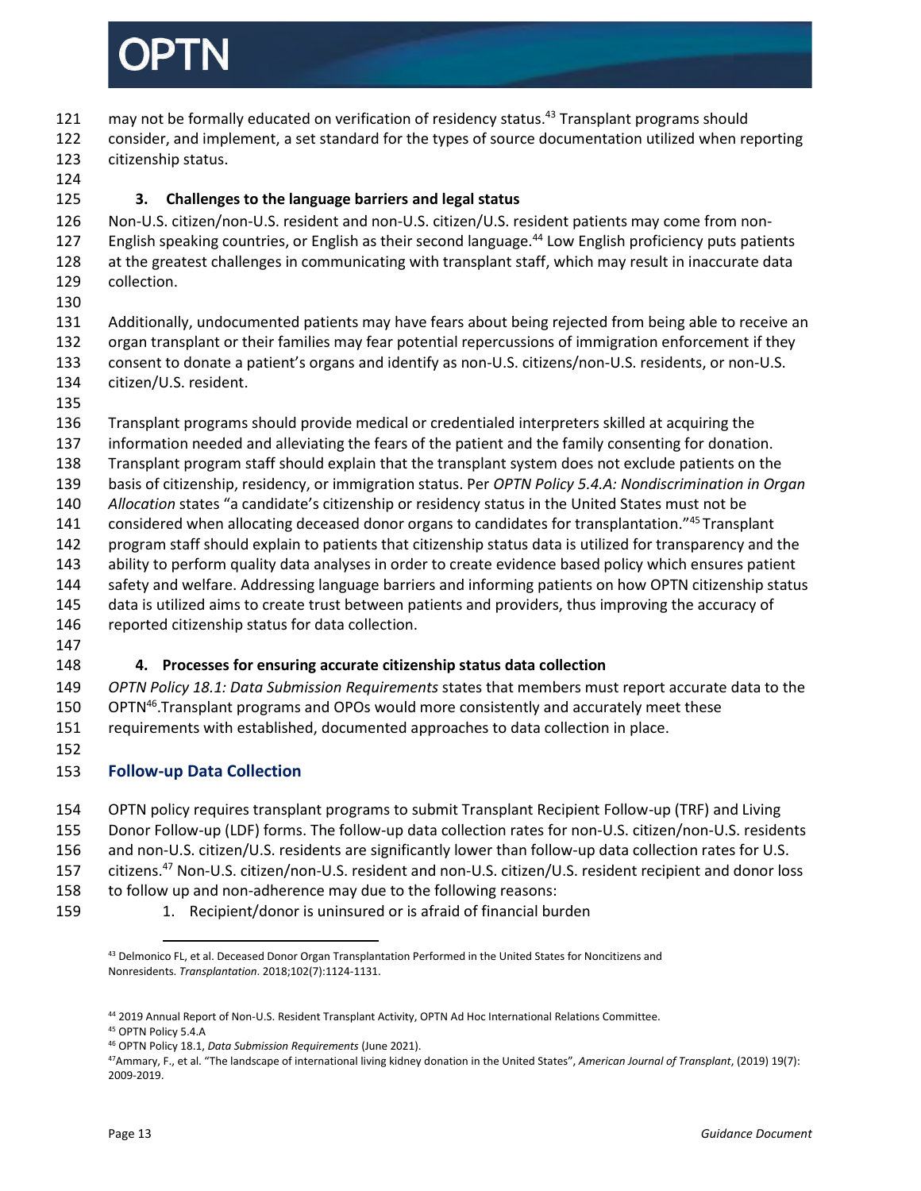may not be formally educated on verification of residency status.[43] Transplant programs should consider, and implement, a set standard for the types of source documentation utilized when reporting citizenship status.

### 3. Challenges to the language barriers and legal status

Non-U.S. citizen/non-U.S. resident and non-U.S. citizen/U.S. resident patients may come from non-English speaking countries, or English as their second language.[44] Low English proficiency puts patients at the greatest challenges in communicating with transplant staff, which may result in inaccurate data collection.

Additionally, undocumented patients may have fears about being rejected from being able to receive an organ transplant or their families may fear potential repercussions of immigration enforcement if they consent to donate a patient's organs and identify as non-U.S. citizens/non-U.S. residents, or non-U.S. citizen/U.S. resident.

Transplant programs should provide medical or credentialed interpreters skilled at acquiring the information needed and alleviating the fears of the patient and the family consenting for donation. Transplant program staff should explain that the transplant system does not exclude patients on the basis of citizenship, residency, or immigration status. Per *OPTN Policy 5.4.A: Nondiscrimination in Organ Allocation* states "a candidate's citizenship or residency status in the United States must not be considered when allocating deceased donor organs to candidates for transplantation."[45] Transplant program staff should explain to patients that citizenship status data is utilized for transparency and the ability to perform quality data analyses in order to create evidence based policy which ensures patient safety and welfare. Addressing language barriers and informing patients on how OPTN citizenship status data is utilized aims to create trust between patients and providers, thus improving the accuracy of reported citizenship status for data collection.

### 4. Processes for ensuring accurate citizenship status data collection

*OPTN Policy 18.1: Data Submission Requirements* states that members must report accurate data to the OPTN[46].Transplant programs and OPOs would more consistently and accurately meet these requirements with established, documented approaches to data collection in place.

## Follow-up Data Collection

OPTN policy requires transplant programs to submit Transplant Recipient Follow-up (TRF) and Living Donor Follow-up (LDF) forms. The follow-up data collection rates for non-U.S. citizen/non-U.S. residents and non-U.S. citizen/U.S. residents are significantly lower than follow-up data collection rates for U.S. citizens.[47] Non-U.S. citizen/non-U.S. resident and non-U.S. citizen/U.S. resident recipient and donor loss to follow up and non-adherence may due to the following reasons:

1. Recipient/donor is uninsured or is afraid of financial burden

---

[43] Delmonico FL, et al. Deceased Donor Organ Transplantation Performed in the United States for Noncitizens and Nonresidents. *Transplantation*. 2018;102(7):1124-1131.

[44] 2019 Annual Report of Non-U.S. Resident Transplant Activity, OPTN Ad Hoc International Relations Committee.

[45] OPTN Policy 5.4.A

[46] OPTN Policy 18.1, *Data Submission Requirements* (June 2021).

[47] Ammary, F., et al. "The landscape of international living kidney donation in the United States", *American Journal of Transplant*, (2019) 19(7): 2009-2019.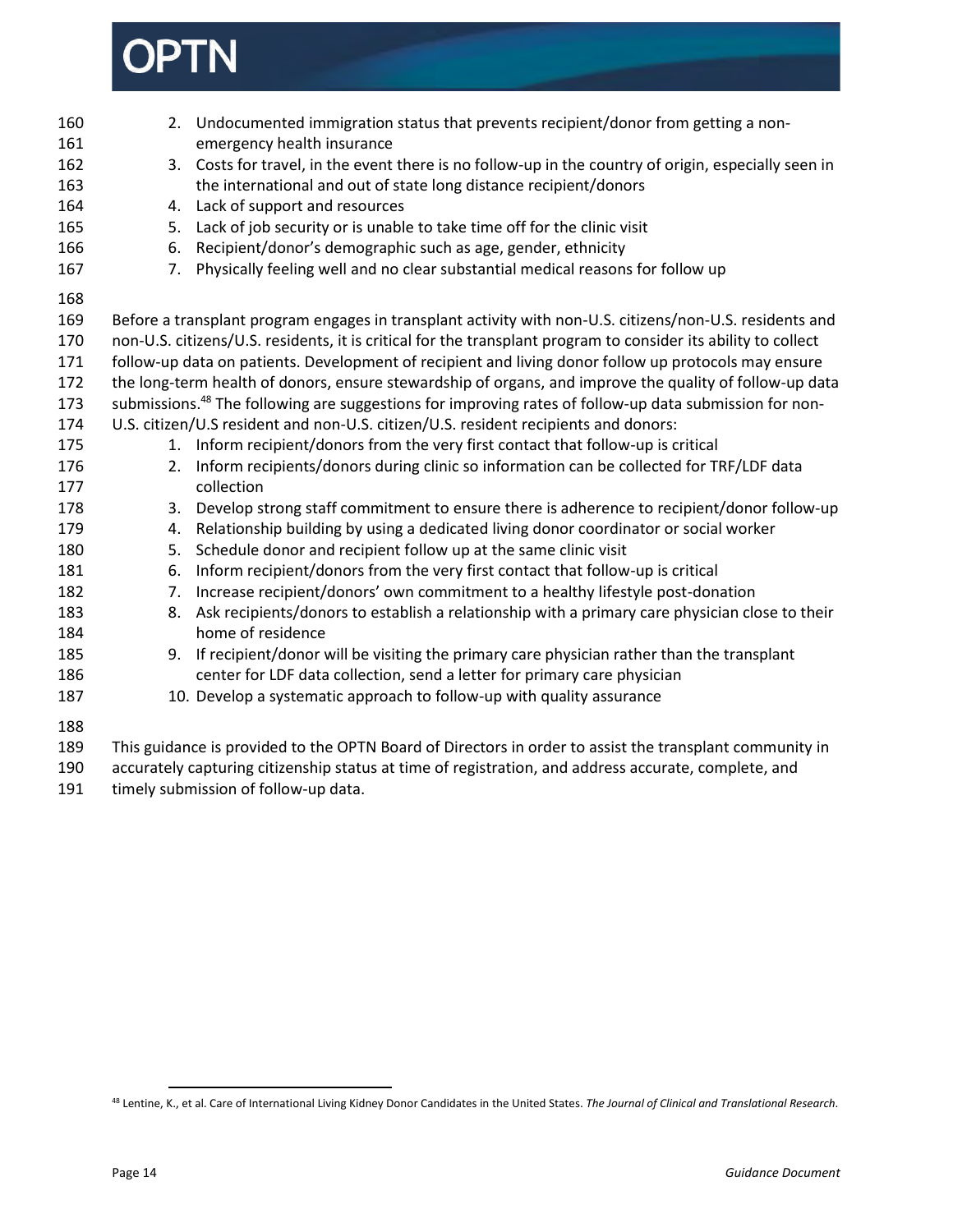2. Undocumented immigration status that prevents recipient/donor from getting a non-emergency health insurance
3. Costs for travel, in the event there is no follow-up in the country of origin, especially seen in the international and out of state long distance recipient/donors
4. Lack of support and resources
5. Lack of job security or is unable to take time off for the clinic visit
6. Recipient/donor's demographic such as age, gender, ethnicity
7. Physically feeling well and no clear substantial medical reasons for follow up

Before a transplant program engages in transplant activity with non-U.S. citizens/non-U.S. residents and non-U.S. citizens/U.S. residents, it is critical for the transplant program to consider its ability to collect follow-up data on patients. Development of recipient and living donor follow up protocols may ensure the long-term health of donors, ensure stewardship of organs, and improve the quality of follow-up data submissions.[48] The following are suggestions for improving rates of follow-up data submission for non-U.S. citizen/U.S resident and non-U.S. citizen/U.S. resident recipients and donors:

1. Inform recipient/donors from the very first contact that follow-up is critical
2. Inform recipients/donors during clinic so information can be collected for TRF/LDF data collection
3. Develop strong staff commitment to ensure there is adherence to recipient/donor follow-up
4. Relationship building by using a dedicated living donor coordinator or social worker
5. Schedule donor and recipient follow up at the same clinic visit
6. Inform recipient/donors from the very first contact that follow-up is critical
7. Increase recipient/donors' own commitment to a healthy lifestyle post-donation
8. Ask recipients/donors to establish a relationship with a primary care physician close to their home of residence
9. If recipient/donor will be visiting the primary care physician rather than the transplant center for LDF data collection, send a letter for primary care physician
10. Develop a systematic approach to follow-up with quality assurance

This guidance is provided to the OPTN Board of Directors in order to assist the transplant community in accurately capturing citizenship status at time of registration, and address accurate, complete, and timely submission of follow-up data.

[48] Lentine, K., et al. Care of International Living Kidney Donor Candidates in the United States. *The Journal of Clinical and Translational Research.*